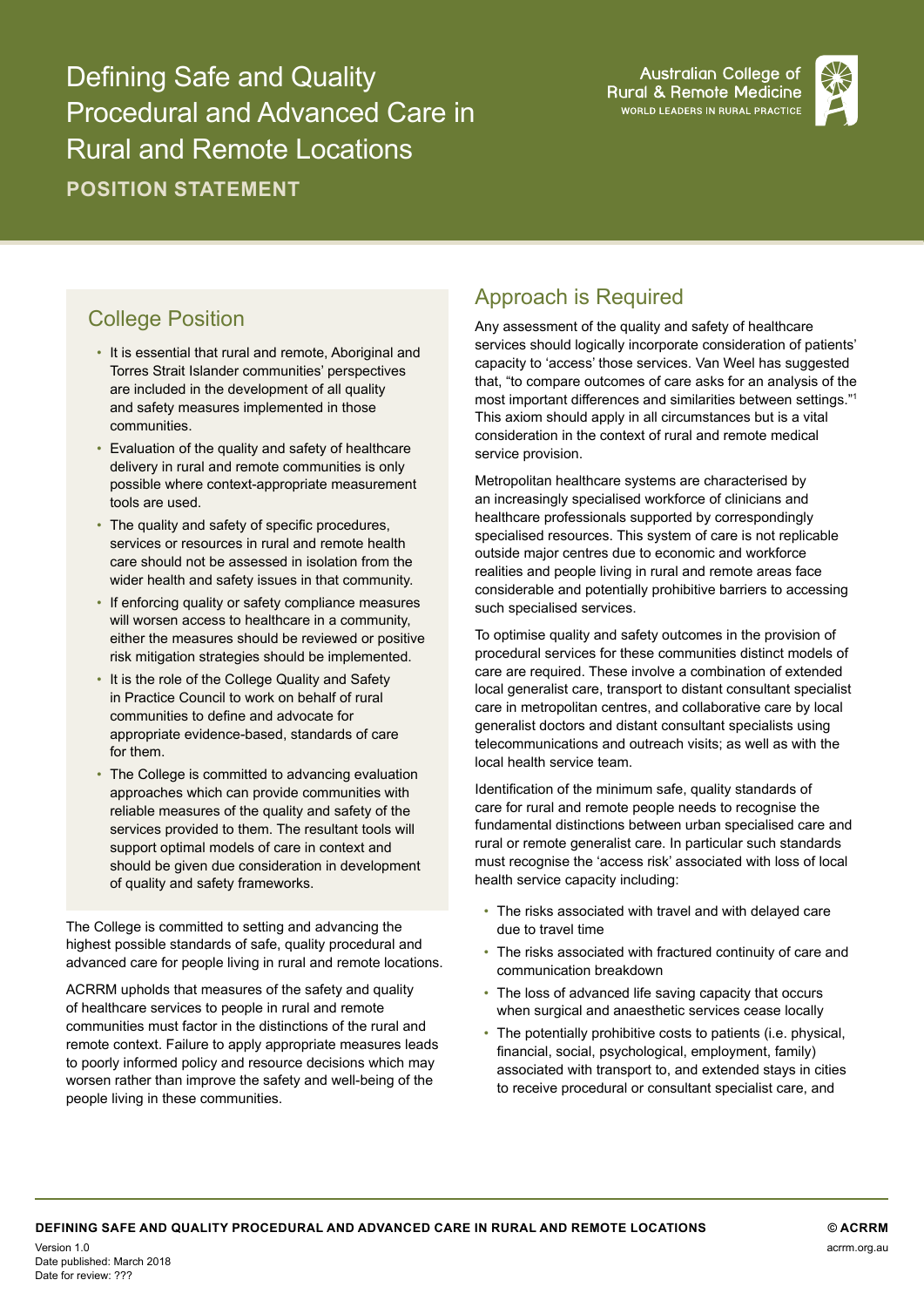# Defining Safe and Quality Procedural and Advanced Care in Rural and Remote Locations

**POSITION STATEMENT**

## College Position

- It is essential that rural and remote, Aboriginal and Torres Strait Islander communities' perspectives are included in the development of all quality and safety measures implemented in those communities.
- Evaluation of the quality and safety of healthcare delivery in rural and remote communities is only possible where context-appropriate measurement tools are used.
- The quality and safety of specific procedures, services or resources in rural and remote health care should not be assessed in isolation from the wider health and safety issues in that community.
- If enforcing quality or safety compliance measures will worsen access to healthcare in a community, either the measures should be reviewed or positive risk mitigation strategies should be implemented.
- It is the role of the College Quality and Safety in Practice Council to work on behalf of rural communities to define and advocate for appropriate evidence-based, standards of care for them.
- The College is committed to advancing evaluation approaches which can provide communities with reliable measures of the quality and safety of the services provided to them. The resultant tools will support optimal models of care in context and should be given due consideration in development of quality and safety frameworks.

The College is committed to setting and advancing the highest possible standards of safe, quality procedural and advanced care for people living in rural and remote locations.

ACRRM upholds that measures of the safety and quality of healthcare services to people in rural and remote communities must factor in the distinctions of the rural and remote context. Failure to apply appropriate measures leads to poorly informed policy and resource decisions which may worsen rather than improve the safety and well-being of the people living in these communities.

## Approach is Required

Any assessment of the quality and safety of healthcare services should logically incorporate consideration of patients' capacity to 'access' those services. Van Weel has suggested that, "to compare outcomes of care asks for an analysis of the most important differences and similarities between settings."[1] This axiom should apply in all circumstances but is a vital consideration in the context of rural and remote medical service provision.

Metropolitan healthcare systems are characterised by an increasingly specialised workforce of clinicians and healthcare professionals supported by correspondingly specialised resources. This system of care is not replicable outside major centres due to economic and workforce realities and people living in rural and remote areas face considerable and potentially prohibitive barriers to accessing such specialised services.

To optimise quality and safety outcomes in the provision of procedural services for these communities distinct models of care are required. These involve a combination of extended local generalist care, transport to distant consultant specialist care in metropolitan centres, and collaborative care by local generalist doctors and distant consultant specialists using telecommunications and outreach visits; as well as with the local health service team.

Identification of the minimum safe, quality standards of care for rural and remote people needs to recognise the fundamental distinctions between urban specialised care and rural or remote generalist care. In particular such standards must recognise the 'access risk' associated with loss of local health service capacity including:

- The risks associated with travel and with delayed care due to travel time
- The risks associated with fractured continuity of care and communication breakdown
- The loss of advanced life saving capacity that occurs when surgical and anaesthetic services cease locally
- The potentially prohibitive costs to patients (i.e. physical, financial, social, psychological, employment, family) associated with transport to, and extended stays in cities to receive procedural or consultant specialist care, and

Version 1.0
Date published: March 2018
Date for review: ???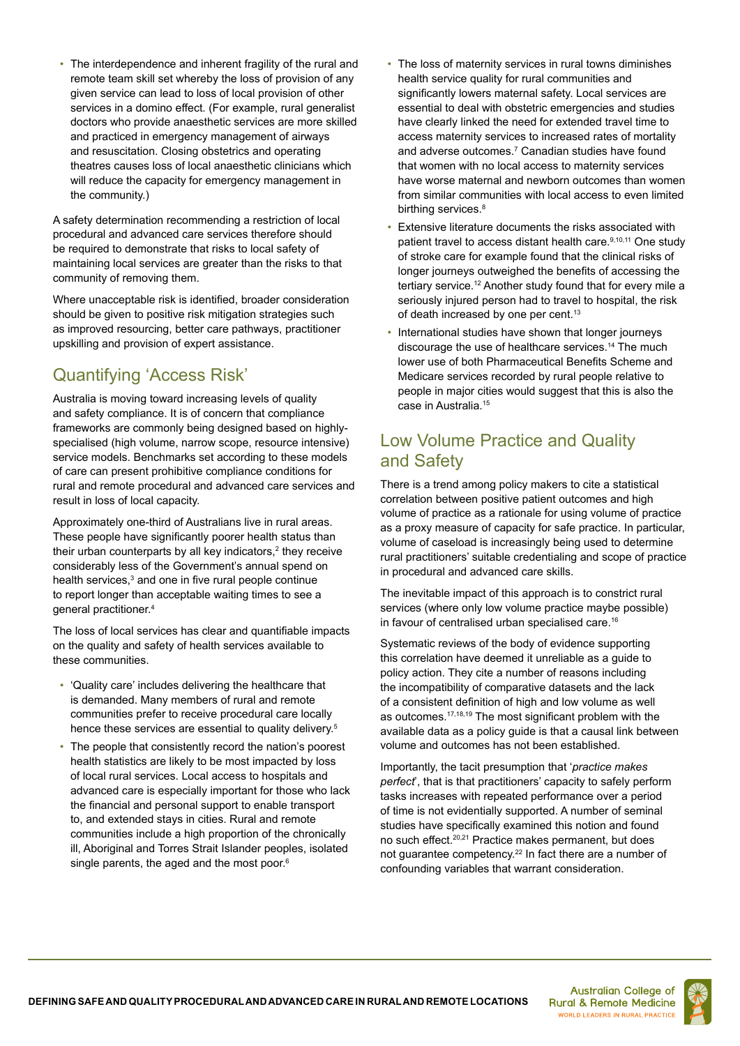- The interdependence and inherent fragility of the rural and remote team skill set whereby the loss of provision of any given service can lead to loss of local provision of other services in a domino effect. (For example, rural generalist doctors who provide anaesthetic services are more skilled and practiced in emergency management of airways and resuscitation. Closing obstetrics and operating theatres causes loss of local anaesthetic clinicians which will reduce the capacity for emergency management in the community.)

A safety determination recommending a restriction of local procedural and advanced care services therefore should be required to demonstrate that risks to local safety of maintaining local services are greater than the risks to that community of removing them.

Where unacceptable risk is identified, broader consideration should be given to positive risk mitigation strategies such as improved resourcing, better care pathways, practitioner upskilling and provision of expert assistance.

## Quantifying 'Access Risk'

Australia is moving toward increasing levels of quality and safety compliance. It is of concern that compliance frameworks are commonly being designed based on highly-specialised (high volume, narrow scope, resource intensive) service models. Benchmarks set according to these models of care can present prohibitive compliance conditions for rural and remote procedural and advanced care services and result in loss of local capacity.

Approximately one-third of Australians live in rural areas. These people have significantly poorer health status than their urban counterparts by all key indicators,[2] they receive considerably less of the Government's annual spend on health services,[3] and one in five rural people continue to report longer than acceptable waiting times to see a general practitioner.[4]

The loss of local services has clear and quantifiable impacts on the quality and safety of health services available to these communities.

- 'Quality care' includes delivering the healthcare that is demanded. Many members of rural and remote communities prefer to receive procedural care locally hence these services are essential to quality delivery.[5]
- The people that consistently record the nation's poorest health statistics are likely to be most impacted by loss of local rural services. Local access to hospitals and advanced care is especially important for those who lack the financial and personal support to enable transport to, and extended stays in cities. Rural and remote communities include a high proportion of the chronically ill, Aboriginal and Torres Strait Islander peoples, isolated single parents, the aged and the most poor.[6]
- The loss of maternity services in rural towns diminishes health service quality for rural communities and significantly lowers maternal safety. Local services are essential to deal with obstetric emergencies and studies have clearly linked the need for extended travel time to access maternity services to increased rates of mortality and adverse outcomes.[7] Canadian studies have found that women with no local access to maternity services have worse maternal and newborn outcomes than women from similar communities with local access to even limited birthing services.[8]
- Extensive literature documents the risks associated with patient travel to access distant health care.[9,10,11] One study of stroke care for example found that the clinical risks of longer journeys outweighed the benefits of accessing the tertiary service.[12] Another study found that for every mile a seriously injured person had to travel to hospital, the risk of death increased by one per cent.[13]
- International studies have shown that longer journeys discourage the use of healthcare services.[14] The much lower use of both Pharmaceutical Benefits Scheme and Medicare services recorded by rural people relative to people in major cities would suggest that this is also the case in Australia.[15]

## Low Volume Practice and Quality and Safety

There is a trend among policy makers to cite a statistical correlation between positive patient outcomes and high volume of practice as a rationale for using volume of practice as a proxy measure of capacity for safe practice. In particular, volume of caseload is increasingly being used to determine rural practitioners' suitable credentialing and scope of practice in procedural and advanced care skills.

The inevitable impact of this approach is to constrict rural services (where only low volume practice maybe possible) in favour of centralised urban specialised care.[16]

Systematic reviews of the body of evidence supporting this correlation have deemed it unreliable as a guide to policy action. They cite a number of reasons including the incompatibility of comparative datasets and the lack of a consistent definition of high and low volume as well as outcomes.[17,18,19] The most significant problem with the available data as a policy guide is that a causal link between volume and outcomes has not been established.

Importantly, the tacit presumption that '*practice makes perfect*', that is that practitioners' capacity to safely perform tasks increases with repeated performance over a period of time is not evidentially supported. A number of seminal studies have specifically examined this notion and found no such effect.[20,21] Practice makes permanent, but does not guarantee competency.[22] In fact there are a number of confounding variables that warrant consideration.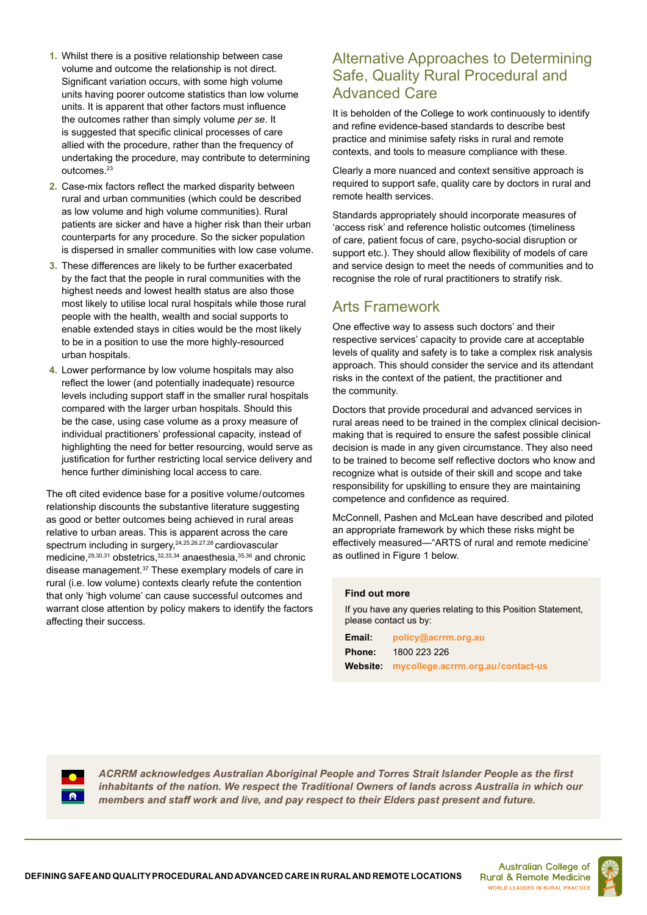1. Whilst there is a positive relationship between case volume and outcome the relationship is not direct. Significant variation occurs, with some high volume units having poorer outcome statistics than low volume units. It is apparent that other factors must influence the outcomes rather than simply volume *per se*. It is suggested that specific clinical processes of care allied with the procedure, rather than the frequency of undertaking the procedure, may contribute to determining outcomes.[23]
2. Case-mix factors reflect the marked disparity between rural and urban communities (which could be described as low volume and high volume communities). Rural patients are sicker and have a higher risk than their urban counterparts for any procedure. So the sicker population is dispersed in smaller communities with low case volume.
3. These differences are likely to be further exacerbated by the fact that the people in rural communities with the highest needs and lowest health status are also those most likely to utilise local rural hospitals while those rural people with the health, wealth and social supports to enable extended stays in cities would be the most likely to be in a position to use the more highly-resourced urban hospitals.
4. Lower performance by low volume hospitals may also reflect the lower (and potentially inadequate) resource levels including support staff in the smaller rural hospitals compared with the larger urban hospitals. Should this be the case, using case volume as a proxy measure of individual practitioners' professional capacity, instead of highlighting the need for better resourcing, would serve as justification for further restricting local service delivery and hence further diminishing local access to care.

The oft cited evidence base for a positive volume/outcomes relationship discounts the substantive literature suggesting as good or better outcomes being achieved in rural areas relative to urban areas. This is apparent across the care spectrum including in surgery,[24,25,26,27,28] cardiovascular medicine,[29,30,31] obstetrics,[32,33,34] anaesthesia,[35,36] and chronic disease management.[37] These exemplary models of care in rural (i.e. low volume) contexts clearly refute the contention that only 'high volume' can cause successful outcomes and warrant close attention by policy makers to identify the factors affecting their success.

## Alternative Approaches to Determining Safe, Quality Rural Procedural and Advanced Care

It is beholden of the College to work continuously to identify and refine evidence-based standards to describe best practice and minimise safety risks in rural and remote contexts, and tools to measure compliance with these.

Clearly a more nuanced and context sensitive approach is required to support safe, quality care by doctors in rural and remote health services.

Standards appropriately should incorporate measures of 'access risk' and reference holistic outcomes (timeliness of care, patient focus of care, psycho-social disruption or support etc.). They should allow flexibility of models of care and service design to meet the needs of communities and to recognise the role of rural practitioners to stratify risk.

## Arts Framework

One effective way to assess such doctors' and their respective services' capacity to provide care at acceptable levels of quality and safety is to take a complex risk analysis approach. This should consider the service and its attendant risks in the context of the patient, the practitioner and the community.

Doctors that provide procedural and advanced services in rural areas need to be trained in the complex clinical decision-making that is required to ensure the safest possible clinical decision is made in any given circumstance. They also need to be trained to become self reflective doctors who know and recognize what is outside of their skill and scope and take responsibility for upskilling to ensure they are maintaining competence and confidence as required.

McConnell, Pashen and McLean have described and piloted an appropriate framework by which these risks might be effectively measured—"ARTS of rural and remote medicine' as outlined in Figure 1 below.

**Find out more**

If you have any queries relating to this Position Statement, please contact us by:

**Email:** policy@acrrm.org.au
**Phone:** 1800 223 226
**Website:** mycollege.acrrm.org.au/contact-us

***ACRRM acknowledges Australian Aboriginal People and Torres Strait Islander People as the first inhabitants of the nation. We respect the Traditional Owners of lands across Australia in which our members and staff work and live, and pay respect to their Elders past present and future.***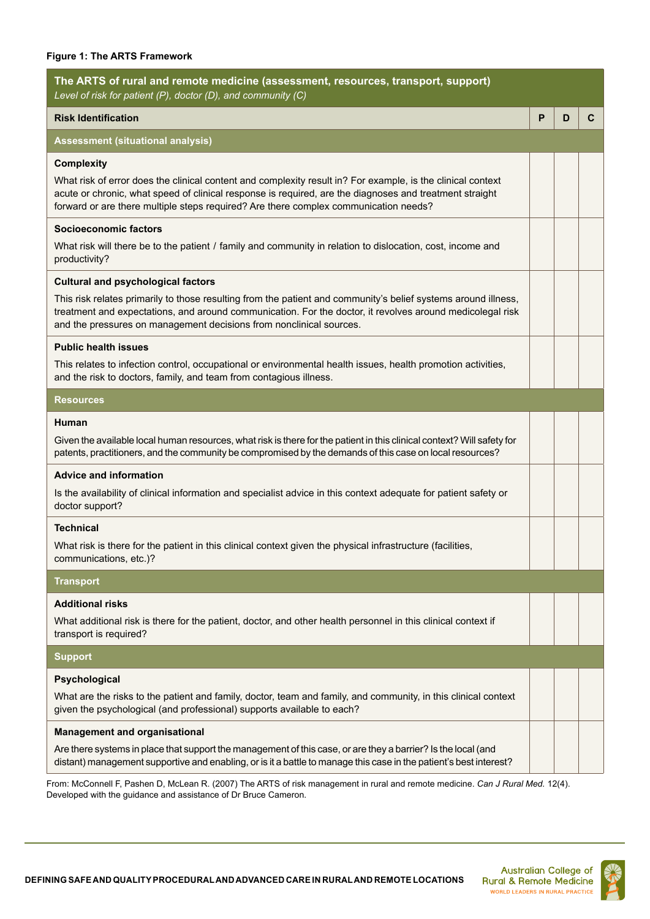**Figure 1: The ARTS Framework**

| **The ARTS of rural and remote medicine (assessment, resources, transport, support)** *Level of risk for patient (P), doctor (D), and community (C)* | | | |
|---|---|---|---|
| **Risk Identification** | **P** | **D** | **C** |
| **Assessment (situational analysis)** | | | |
| **Complexity** What risk of error does the clinical content and complexity result in? For example, is the clinical context acute or chronic, what speed of clinical response is required, are the diagnoses and treatment straight forward or are there multiple steps required? Are there complex communication needs? | | | |
| **Socioeconomic factors** What risk will there be to the patient / family and community in relation to dislocation, cost, income and productivity? | | | |
| **Cultural and psychological factors** This risk relates primarily to those resulting from the patient and community's belief systems around illness, treatment and expectations, and around communication. For the doctor, it revolves around medicolegal risk and the pressures on management decisions from nonclinical sources. | | | |
| **Public health issues** This relates to infection control, occupational or environmental health issues, health promotion activities, and the risk to doctors, family, and team from contagious illness. | | | |
| **Resources** | | | |
| **Human** Given the available local human resources, what risk is there for the patient in this clinical context? Will safety for patents, practitioners, and the community be compromised by the demands of this case on local resources? | | | |
| **Advice and information** Is the availability of clinical information and specialist advice in this context adequate for patient safety or doctor support? | | | |
| **Technical** What risk is there for the patient in this clinical context given the physical infrastructure (facilities, communications, etc.)? | | | |
| **Transport** | | | |
| **Additional risks** What additional risk is there for the patient, doctor, and other health personnel in this clinical context if transport is required? | | | |
| **Support** | | | |
| **Psychological** What are the risks to the patient and family, doctor, team and family, and community, in this clinical context given the psychological (and professional) supports available to each? | | | |
| **Management and organisational** Are there systems in place that support the management of this case, or are they a barrier? Is the local (and distant) management supportive and enabling, or is it a battle to manage this case in the patient's best interest? | | | |

From: McConnell F, Pashen D, McLean R. (2007) The ARTS of risk management in rural and remote medicine. *Can J Rural Med.* 12(4). Developed with the guidance and assistance of Dr Bruce Cameron.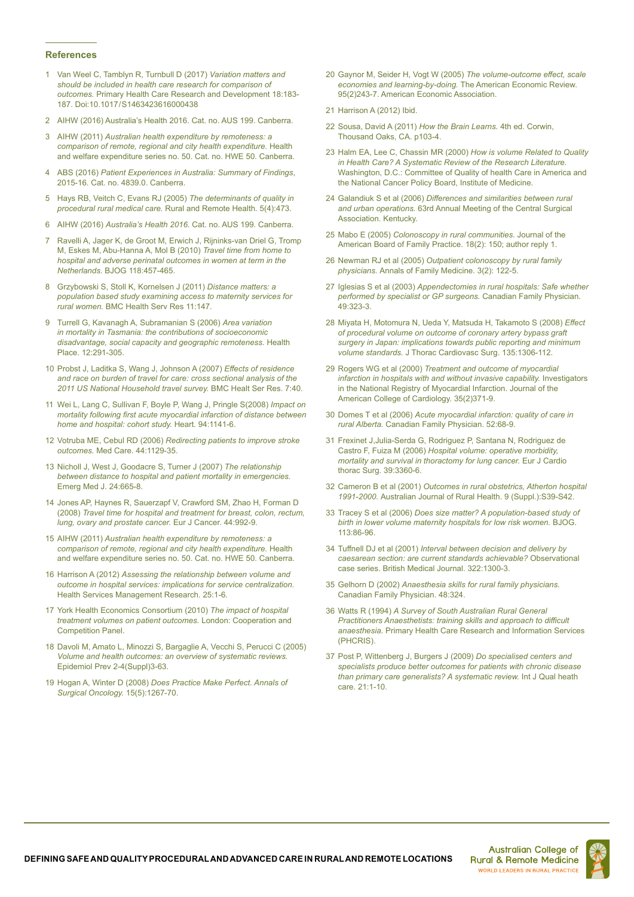## References

1. Van Weel C, Tamblyn R, Turnbull D (2017) *Variation matters and should be included in health care research for comparison of outcomes.* Primary Health Care Research and Development 18:183-187. Doi:10.1017/S1463423616000438
2. AIHW (2016) Australia's Health 2016. Cat. no. AUS 199. Canberra.
3. AIHW (2011) *Australian health expenditure by remoteness: a comparison of remote, regional and city health expenditure.* Health and welfare expenditure series no. 50. Cat. no. HWE 50. Canberra.
4. ABS (2016) *Patient Experiences in Australia: Summary of Findings*, 2015-16. Cat. no. 4839.0. Canberra.
5. Hays RB, Veitch C, Evans RJ (2005) *The determinants of quality in procedural rural medical care.* Rural and Remote Health. 5(4):473.
6. AIHW (2016) *Australia's Health 2016.* Cat. no. AUS 199. Canberra.
7. Ravelli A, Jager K, de Groot M, Erwich J, Rijninks-van Driel G, Tromp M, Eskes M, Abu-Hanna A, Mol B (2010) *Travel time from home to hospital and adverse perinatal outcomes in women at term in the Netherlands.* BJOG 118:457-465.
8. Grzybowski S, Stoll K, Kornelsen J (2011) *Distance matters: a population based study examining access to maternity services for rural women.* BMC Health Serv Res 11:147.
9. Turrell G, Kavanagh A, Subramanian S (2006) *Area variation in mortality in Tasmania: the contributions of socioeconomic disadvantage, social capacity and geographic remoteness.* Health Place. 12:291-305.
10. Probst J, Laditka S, Wang J, Johnson A (2007) *Effects of residence and race on burden of travel for care: cross sectional analysis of the 2011 US National Household travel survey.* BMC Healt Ser Res. 7:40.
11. Wei L, Lang C, Sullivan F, Boyle P, Wang J, Pringle S(2008) *Impact on mortality following first acute myocardial infarction of distance between home and hospital: cohort study.* Heart. 94:1141-6.
12. Votruba ME, Cebul RD (2006) *Redirecting patients to improve stroke outcomes.* Med Care. 44:1129-35.
13. Nicholl J, West J, Goodacre S, Turner J (2007) *The relationship between distance to hospital and patient mortality in emergencies.* Emerg Med J. 24:665-8.
14. Jones AP, Haynes R, Sauerzapf V, Crawford SM, Zhao H, Forman D (2008) *Travel time for hospital and treatment for breast, colon, rectum, lung, ovary and prostate cancer.* Eur J Cancer. 44:992-9.
15. AIHW (2011) *Australian health expenditure by remoteness: a comparison of remote, regional and city health expenditure.* Health and welfare expenditure series no. 50. Cat. no. HWE 50. Canberra.
16. Harrison A (2012) *Assessing the relationship between volume and outcome in hospital services: implications for service centralization.* Health Services Management Research. 25:1-6.
17. York Health Economics Consortium (2010) *The impact of hospital treatment volumes on patient outcomes.* London: Cooperation and Competition Panel.
18. Davoli M, Amato L, Minozzi S, Bargaglie A, Vecchi S, Perucci C (2005) *Volume and health outcomes: an overview of systematic reviews.* Epidemiol Prev 2-4(Suppl)3-63.
19. Hogan A, Winter D (2008) *Does Practice Make Perfect. Annals of Surgical Oncology.* 15(5):1267-70.
20. Gaynor M, Seider H, Vogt W (2005) *The volume-outcome effect, scale economies and learning-by-doing.* The American Economic Review. 95(2)243-7. American Economic Association.
21. Harrison A (2012) Ibid.
22. Sousa, David A (2011) *How the Brain Learns.* 4th ed. Corwin, Thousand Oaks, CA. p103-4.
23. Halm EA, Lee C, Chassin MR (2000) *How is volume Related to Quality in Health Care? A Systematic Review of the Research Literature.* Washington, D.C.: Committee of Quality of health Care in America and the National Cancer Policy Board, Institute of Medicine.
24. Galandiuk S et al (2006) *Differences and similarities between rural and urban operations.* 63rd Annual Meeting of the Central Surgical Association. Kentucky.
25. Mabo E (2005) *Colonoscopy in rural communities.* Journal of the American Board of Family Practice. 18(2): 150; author reply 1.
26. Newman RJ et al (2005) *Outpatient colonoscopy by rural family physicians.* Annals of Family Medicine. 3(2): 122-5.
27. Iglesias S et al (2003) *Appendectomies in rural hospitals: Safe whether performed by specialist or GP surgeons.* Canadian Family Physician. 49:323-3.
28. Miyata H, Motomura N, Ueda Y, Matsuda H, Takamoto S (2008) *Effect of procedural volume on outcome of coronary artery bypass graft surgery in Japan: implications towards public reporting and minimum volume standards.* J Thorac Cardiovasc Surg. 135:1306-112.
29. Rogers WG et al (2000) *Treatment and outcome of myocardial infarction in hospitals with and without invasive capability.* Investigators in the National Registry of Myocardial Infarction. Journal of the American College of Cardiology. 35(2)371-9.
30. Domes T et al (2006) *Acute myocardial infarction: quality of care in rural Alberta.* Canadian Family Physician. 52:68-9.
31. Frexinet J,Julia-Serda G, Rodriguez P, Santana N, Rodriguez de Castro F, Fuiza M (2006) *Hospital volume: operative morbidity, mortality and survival in thoractomy for lung cancer.* Eur J Cardio thorac Surg. 39:3360-6.
32. Cameron B et al (2001) *Outcomes in rural obstetrics, Atherton hospital 1991-2000.* Australian Journal of Rural Health. 9 (Suppl.):S39-S42.
33. Tracey S et al (2006) *Does size matter? A population-based study of birth in lower volume maternity hospitals for low risk women.* BJOG. 113:86-96.
34. Tuffnell DJ et al (2001) *Interval between decision and delivery by caesarean section: are current standards achievable?* Observational case series. British Medical Journal. 322:1300-3.
35. Gelhorn D (2002) *Anaesthesia skills for rural family physicians.* Canadian Family Physician. 48:324.
36. Watts R (1994) *A Survey of South Australian Rural General Practitioners Anaesthetists: training skills and approach to difficult anaesthesia.* Primary Health Care Research and Information Services (PHCRIS).
37. Post P, Wittenberg J, Burgers J (2009) *Do specialised centers and specialists produce better outcomes for patients with chronic disease than primary care generalists? A systematic review.* Int J Qual heath care. 21:1-10.